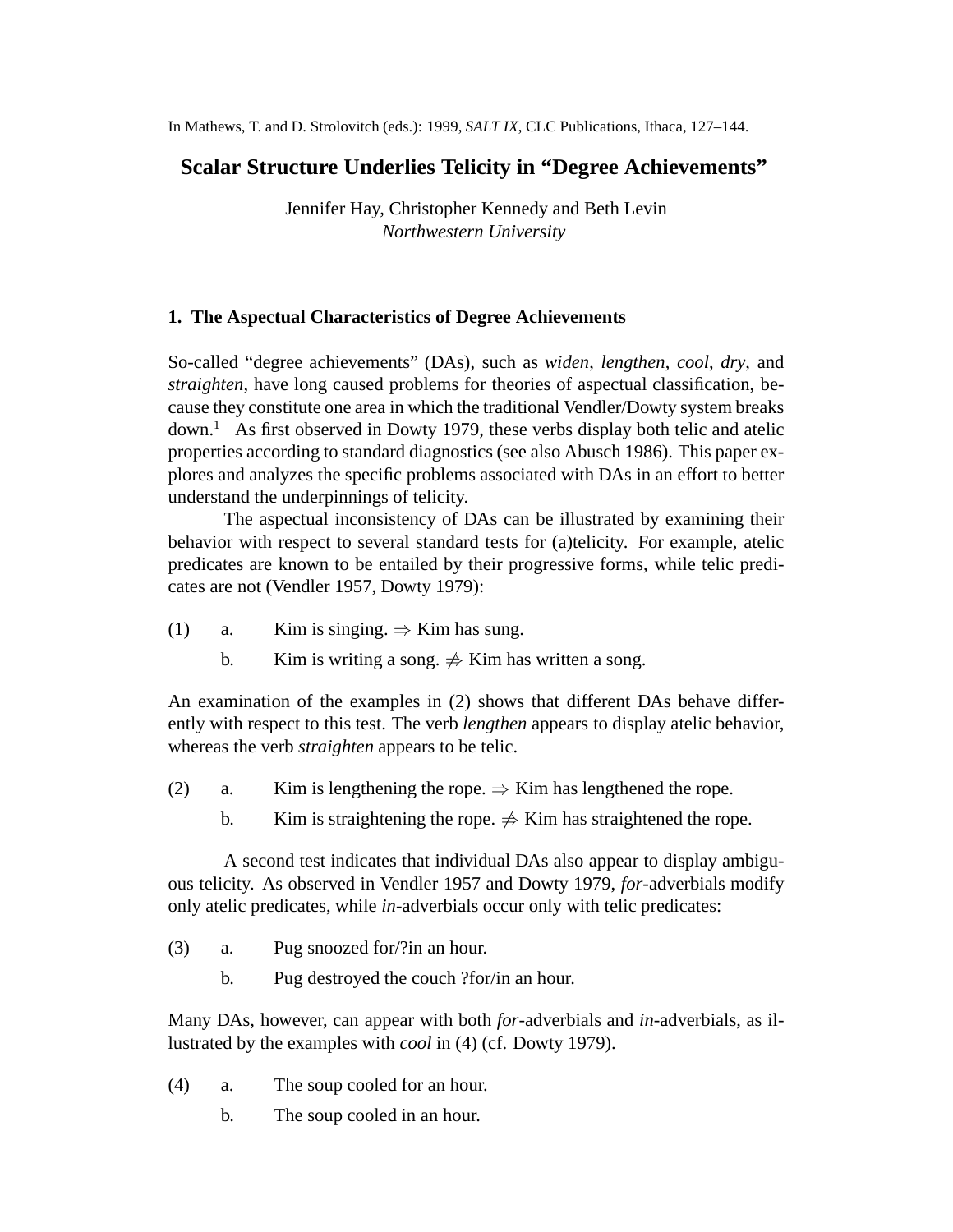In Mathews, T. and D. Strolovitch (eds.): 1999, *SALT IX*, CLC Publications, Ithaca, 127–144.

# Scalar Structure Underlies Telicity in "Degree Achievements"

Jennifer Hay, Christopher Kennedy and Beth Levin
*Northwestern University*

## 1. The Aspectual Characteristics of Degree Achievements

So-called "degree achievements" (DAs), such as *widen*, *lengthen*, *cool*, *dry*, and *straighten*, have long caused problems for theories of aspectual classification, because they constitute one area in which the traditional Vendler/Dowty system breaks down.[1] As first observed in Dowty 1979, these verbs display both telic and atelic properties according to standard diagnostics (see also Abusch 1986). This paper explores and analyzes the specific problems associated with DAs in an effort to better understand the underpinnings of telicity.

The aspectual inconsistency of DAs can be illustrated by examining their behavior with respect to several standard tests for (a)telicity. For example, atelic predicates are known to be entailed by their progressive forms, while telic predicates are not (Vendler 1957, Dowty 1979):

(1) a. Kim is singing. $\Rightarrow$ Kim has sung.

b. Kim is writing a song. $\not\Rightarrow$ Kim has written a song.

An examination of the examples in (2) shows that different DAs behave differently with respect to this test. The verb *lengthen* appears to display atelic behavior, whereas the verb *straighten* appears to be telic.

(2) a. Kim is lengthening the rope. $\Rightarrow$ Kim has lengthened the rope.

b. Kim is straightening the rope. $\not\Rightarrow$ Kim has straightened the rope.

A second test indicates that individual DAs also appear to display ambiguous telicity. As observed in Vendler 1957 and Dowty 1979, *for*-adverbials modify only atelic predicates, while *in*-adverbials occur only with telic predicates:

(3) a. Pug snoozed for/?in an hour.

b. Pug destroyed the couch ?for/in an hour.

Many DAs, however, can appear with both *for*-adverbials and *in*-adverbials, as illustrated by the examples with *cool* in (4) (cf. Dowty 1979).

(4) a. The soup cooled for an hour.

b. The soup cooled in an hour.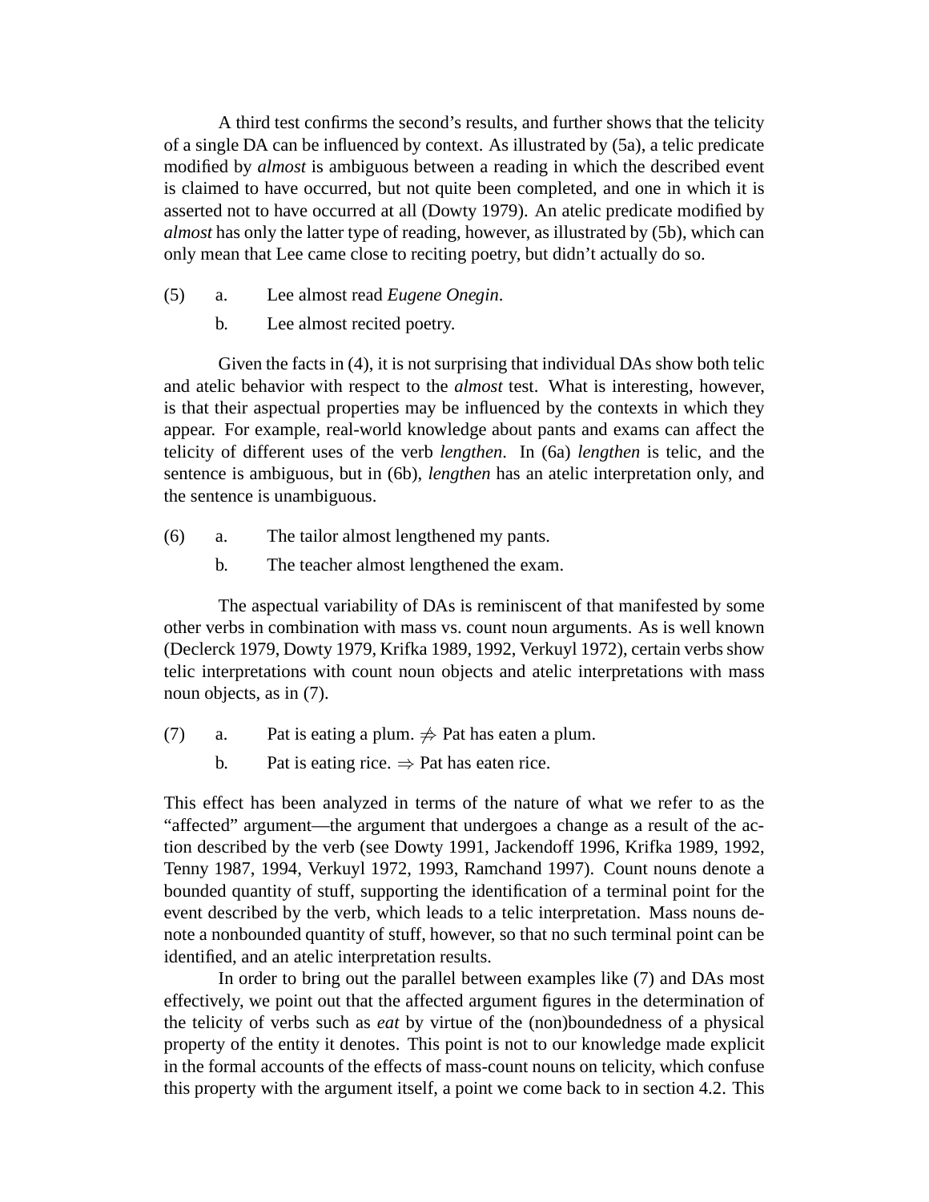A third test confirms the second's results, and further shows that the telicity of a single DA can be influenced by context. As illustrated by (5a), a telic predicate modified by *almost* is ambiguous between a reading in which the described event is claimed to have occurred, but not quite been completed, and one in which it is asserted not to have occurred at all (Dowty 1979). An atelic predicate modified by *almost* has only the latter type of reading, however, as illustrated by (5b), which can only mean that Lee came close to reciting poetry, but didn't actually do so.

(5) a. Lee almost read *Eugene Onegin*.

b. Lee almost recited poetry.

Given the facts in (4), it is not surprising that individual DAs show both telic and atelic behavior with respect to the *almost* test. What is interesting, however, is that their aspectual properties may be influenced by the contexts in which they appear. For example, real-world knowledge about pants and exams can affect the telicity of different uses of the verb *lengthen*. In (6a) *lengthen* is telic, and the sentence is ambiguous, but in (6b), *lengthen* has an atelic interpretation only, and the sentence is unambiguous.

(6) a. The tailor almost lengthened my pants.

b. The teacher almost lengthened the exam.

The aspectual variability of DAs is reminiscent of that manifested by some other verbs in combination with mass vs. count noun arguments. As is well known (Declerck 1979, Dowty 1979, Krifka 1989, 1992, Verkuyl 1972), certain verbs show telic interpretations with count noun objects and atelic interpretations with mass noun objects, as in (7).

(7) a. Pat is eating a plum. $\not\Rightarrow$ Pat has eaten a plum.

b. Pat is eating rice. $\Rightarrow$ Pat has eaten rice.

This effect has been analyzed in terms of the nature of what we refer to as the "affected" argument—the argument that undergoes a change as a result of the action described by the verb (see Dowty 1991, Jackendoff 1996, Krifka 1989, 1992, Tenny 1987, 1994, Verkuyl 1972, 1993, Ramchand 1997). Count nouns denote a bounded quantity of stuff, supporting the identification of a terminal point for the event described by the verb, which leads to a telic interpretation. Mass nouns denote a nonbounded quantity of stuff, however, so that no such terminal point can be identified, and an atelic interpretation results.

In order to bring out the parallel between examples like (7) and DAs most effectively, we point out that the affected argument figures in the determination of the telicity of verbs such as *eat* by virtue of the (non)boundedness of a physical property of the entity it denotes. This point is not to our knowledge made explicit in the formal accounts of the effects of mass-count nouns on telicity, which confuse this property with the argument itself, a point we come back to in section 4.2. This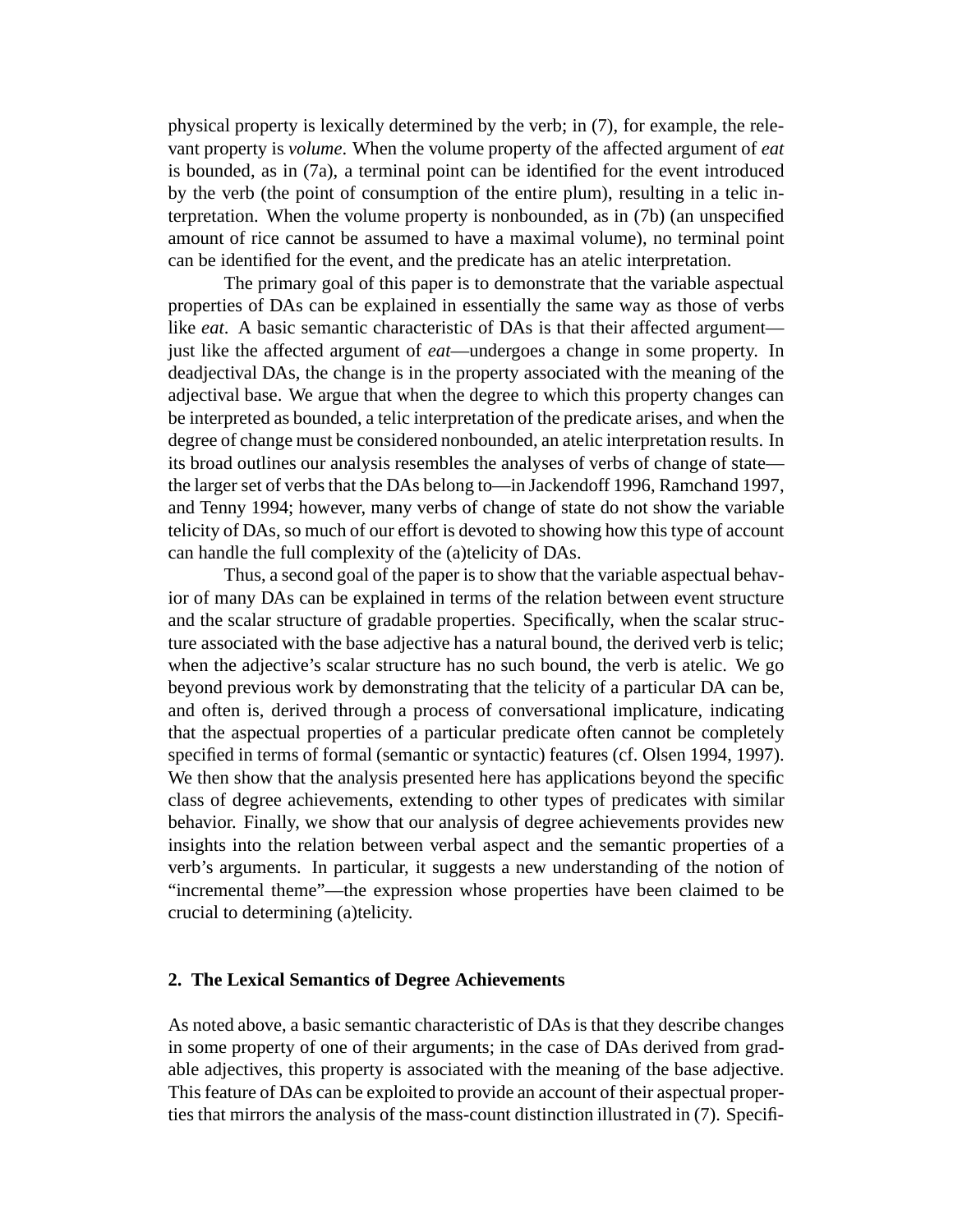physical property is lexically determined by the verb; in (7), for example, the relevant property is *volume*. When the volume property of the affected argument of *eat* is bounded, as in (7a), a terminal point can be identified for the event introduced by the verb (the point of consumption of the entire plum), resulting in a telic interpretation. When the volume property is nonbounded, as in (7b) (an unspecified amount of rice cannot be assumed to have a maximal volume), no terminal point can be identified for the event, and the predicate has an atelic interpretation.

The primary goal of this paper is to demonstrate that the variable aspectual properties of DAs can be explained in essentially the same way as those of verbs like *eat*. A basic semantic characteristic of DAs is that their affected argument—just like the affected argument of *eat*—undergoes a change in some property. In deadjectival DAs, the change is in the property associated with the meaning of the adjectival base. We argue that when the degree to which this property changes can be interpreted as bounded, a telic interpretation of the predicate arises, and when the degree of change must be considered nonbounded, an atelic interpretation results. In its broad outlines our analysis resembles the analyses of verbs of change of state—the larger set of verbs that the DAs belong to—in Jackendoff 1996, Ramchand 1997, and Tenny 1994; however, many verbs of change of state do not show the variable telicity of DAs, so much of our effort is devoted to showing how this type of account can handle the full complexity of the (a)telicity of DAs.

Thus, a second goal of the paper is to show that the variable aspectual behavior of many DAs can be explained in terms of the relation between event structure and the scalar structure of gradable properties. Specifically, when the scalar structure associated with the base adjective has a natural bound, the derived verb is telic; when the adjective's scalar structure has no such bound, the verb is atelic. We go beyond previous work by demonstrating that the telicity of a particular DA can be, and often is, derived through a process of conversational implicature, indicating that the aspectual properties of a particular predicate often cannot be completely specified in terms of formal (semantic or syntactic) features (cf. Olsen 1994, 1997). We then show that the analysis presented here has applications beyond the specific class of degree achievements, extending to other types of predicates with similar behavior. Finally, we show that our analysis of degree achievements provides new insights into the relation between verbal aspect and the semantic properties of a verb's arguments. In particular, it suggests a new understanding of the notion of "incremental theme"—the expression whose properties have been claimed to be crucial to determining (a)telicity.

## 2. The Lexical Semantics of Degree Achievements

As noted above, a basic semantic characteristic of DAs is that they describe changes in some property of one of their arguments; in the case of DAs derived from gradable adjectives, this property is associated with the meaning of the base adjective. This feature of DAs can be exploited to provide an account of their aspectual properties that mirrors the analysis of the mass-count distinction illustrated in (7). Specifi-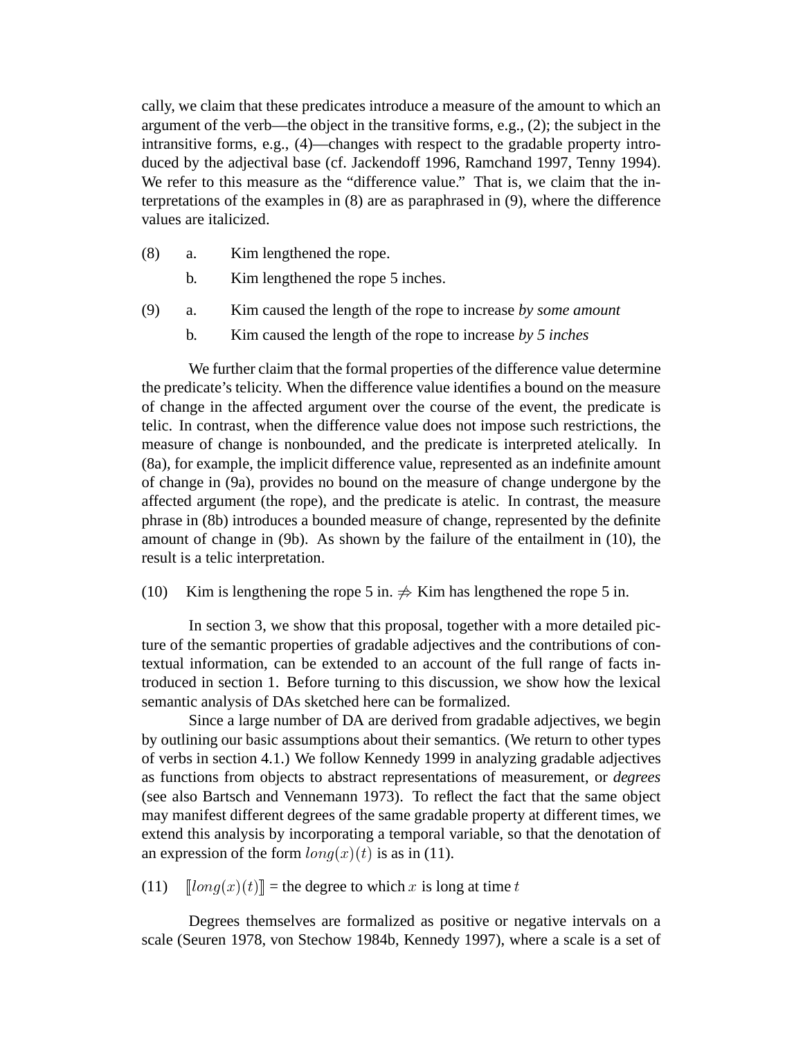cally, we claim that these predicates introduce a measure of the amount to which an argument of the verb—the object in the transitive forms, e.g., (2); the subject in the intransitive forms, e.g., (4)—changes with respect to the gradable property introduced by the adjectival base (cf. Jackendoff 1996, Ramchand 1997, Tenny 1994). We refer to this measure as the "difference value." That is, we claim that the interpretations of the examples in (8) are as paraphrased in (9), where the difference values are italicized.

(8) a. Kim lengthened the rope.

 b. Kim lengthened the rope 5 inches.

(9) a. Kim caused the length of the rope to increase *by some amount*

 b. Kim caused the length of the rope to increase *by 5 inches*

We further claim that the formal properties of the difference value determine the predicate's telicity. When the difference value identifies a bound on the measure of change in the affected argument over the course of the event, the predicate is telic. In contrast, when the difference value does not impose such restrictions, the measure of change is nonbounded, and the predicate is interpreted atelically. In (8a), for example, the implicit difference value, represented as an indefinite amount of change in (9a), provides no bound on the measure of change undergone by the affected argument (the rope), and the predicate is atelic. In contrast, the measure phrase in (8b) introduces a bounded measure of change, represented by the definite amount of change in (9b). As shown by the failure of the entailment in (10), the result is a telic interpretation.

(10) Kim is lengthening the rope 5 in. $\not\Rightarrow$ Kim has lengthened the rope 5 in.

In section 3, we show that this proposal, together with a more detailed picture of the semantic properties of gradable adjectives and the contributions of contextual information, can be extended to an account of the full range of facts introduced in section 1. Before turning to this discussion, we show how the lexical semantic analysis of DAs sketched here can be formalized.

Since a large number of DA are derived from gradable adjectives, we begin by outlining our basic assumptions about their semantics. (We return to other types of verbs in section 4.1.) We follow Kennedy 1999 in analyzing gradable adjectives as functions from objects to abstract representations of measurement, or *degrees* (see also Bartsch and Vennemann 1973). To reflect the fact that the same object may manifest different degrees of the same gradable property at different times, we extend this analysis by incorporating a temporal variable, so that the denotation of an expression of the form $long(x)(t)$ is as in (11).

(11) $[\![long(x)(t)]\!]$ = the degree to which $x$ is long at time $t$

Degrees themselves are formalized as positive or negative intervals on a scale (Seuren 1978, von Stechow 1984b, Kennedy 1997), where a scale is a set of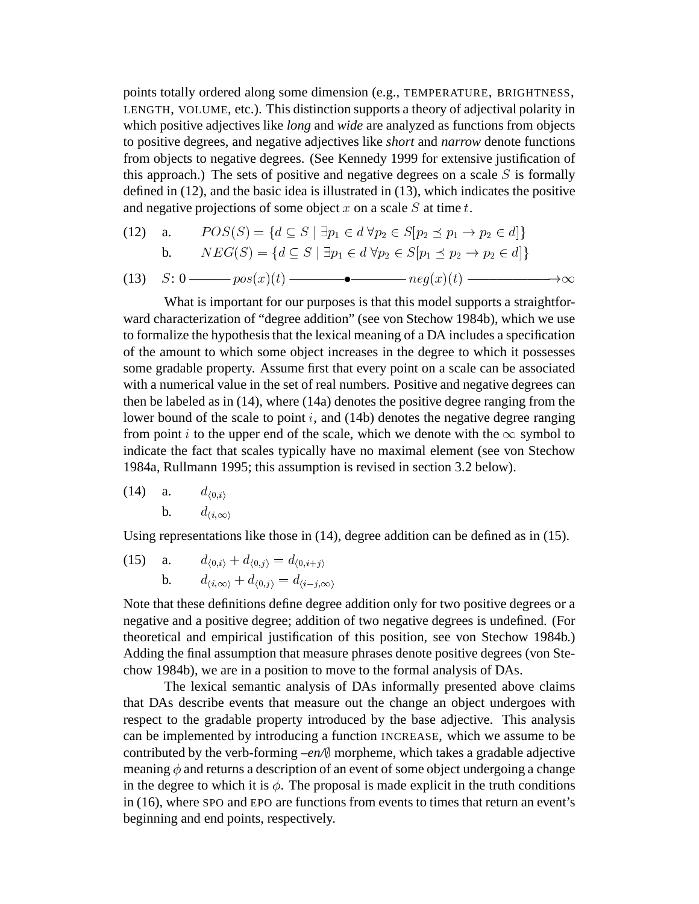points totally ordered along some dimension (e.g., TEMPERATURE, BRIGHTNESS, LENGTH, VOLUME, etc.). This distinction supports a theory of adjectival polarity in which positive adjectives like *long* and *wide* are analyzed as functions from objects to positive degrees, and negative adjectives like *short* and *narrow* denote functions from objects to negative degrees. (See Kennedy 1999 for extensive justification of this approach.) The sets of positive and negative degrees on a scale $S$ is formally defined in (12), and the basic idea is illustrated in (13), which indicates the positive and negative projections of some object $x$ on a scale $S$ at time $t$.

(12) a. $POS(S) = \{d \subseteq S \mid \exists p_1 \in d \, \forall p_2 \in S[p_2 \preceq p_1 \rightarrow p_2 \in d]\}$

b. $NEG(S) = \{d \subseteq S \mid \exists p_1 \in d \, \forall p_2 \in S[p_1 \preceq p_2 \rightarrow p_2 \in d]\}$

(13) $S$: 0 ——— $pos(x)(t)$ ———●——— $neg(x)(t)$ ———→$\infty$

What is important for our purposes is that this model supports a straightforward characterization of "degree addition" (see von Stechow 1984b), which we use to formalize the hypothesis that the lexical meaning of a DA includes a specification of the amount to which some object increases in the degree to which it possesses some gradable property. Assume first that every point on a scale can be associated with a numerical value in the set of real numbers. Positive and negative degrees can then be labeled as in (14), where (14a) denotes the positive degree ranging from the lower bound of the scale to point $i$, and (14b) denotes the negative degree ranging from point $i$ to the upper end of the scale, which we denote with the $\infty$ symbol to indicate the fact that scales typically have no maximal element (see von Stechow 1984a, Rullmann 1995; this assumption is revised in section 3.2 below).

(14) a. $d_{\langle 0,i \rangle}$

b. $d_{\langle i,\infty \rangle}$

Using representations like those in (14), degree addition can be defined as in (15).

(15) a. $d_{\langle 0,i \rangle} + d_{\langle 0,j \rangle} = d_{\langle 0,i+j \rangle}$

b. $d_{\langle i,\infty \rangle} + d_{\langle 0,j \rangle} = d_{\langle i-j,\infty \rangle}$

Note that these definitions define degree addition only for two positive degrees or a negative and a positive degree; addition of two negative degrees is undefined. (For theoretical and empirical justification of this position, see von Stechow 1984b.) Adding the final assumption that measure phrases denote positive degrees (von Stechow 1984b), we are in a position to move to the formal analysis of DAs.

The lexical semantic analysis of DAs informally presented above claims that DAs describe events that measure out the change an object undergoes with respect to the gradable property introduced by the base adjective. This analysis can be implemented by introducing a function INCREASE, which we assume to be contributed by the verb-forming *–en/∅* morpheme, which takes a gradable adjective meaning $\phi$ and returns a description of an event of some object undergoing a change in the degree to which it is $\phi$. The proposal is made explicit in the truth conditions in (16), where SPO and EPO are functions from events to times that return an event's beginning and end points, respectively.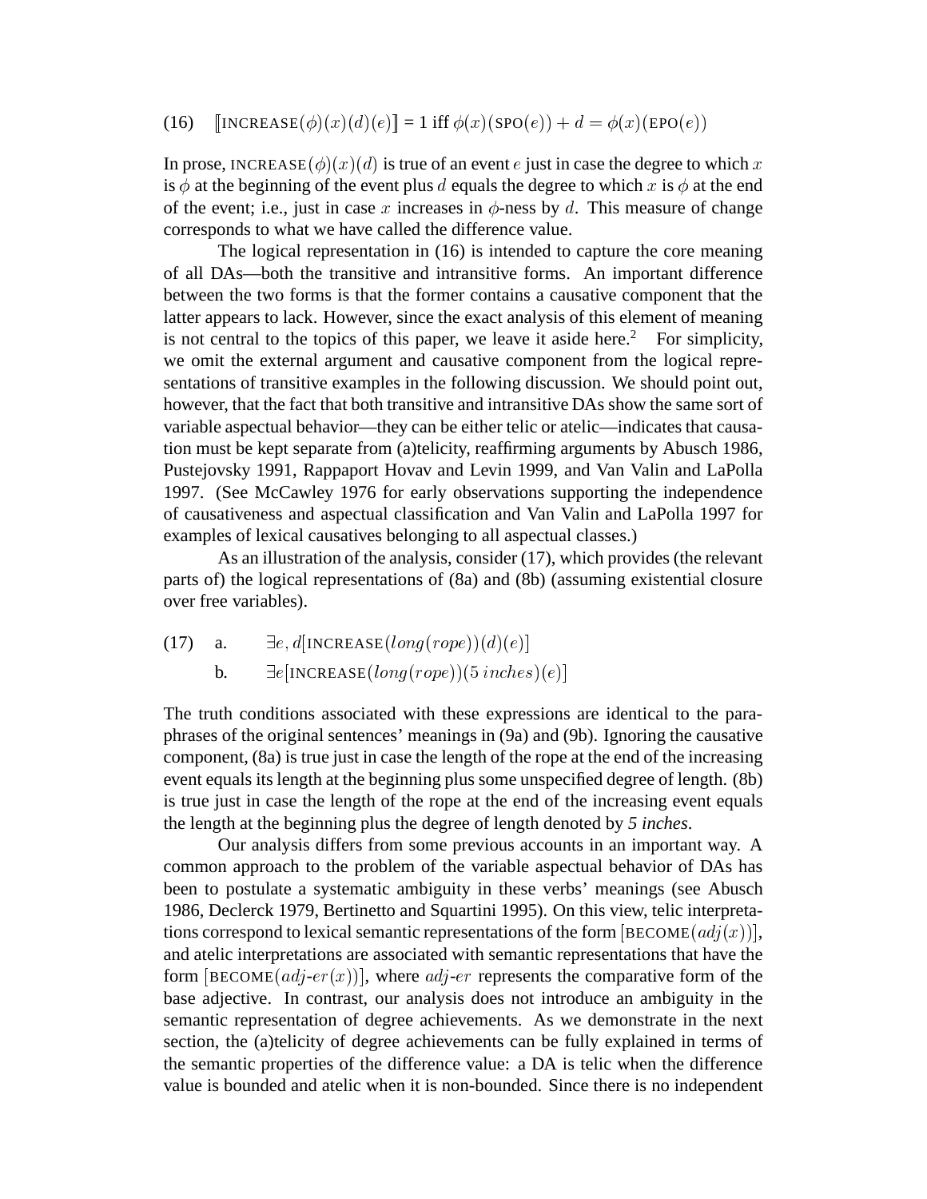(16) $[\![\text{INCREASE}(\phi)(x)(d)(e)]\!] = 1$ iff $\phi(x)(\text{SPO}(e)) + d = \phi(x)(\text{EPO}(e))$

In prose, $\text{INCREASE}(\phi)(x)(d)$ is true of an event $e$ just in case the degree to which $x$ is $\phi$ at the beginning of the event plus $d$ equals the degree to which $x$ is $\phi$ at the end of the event; i.e., just in case $x$ increases in $\phi$-ness by $d$. This measure of change corresponds to what we have called the difference value.

The logical representation in (16) is intended to capture the core meaning of all DAs—both the transitive and intransitive forms. An important difference between the two forms is that the former contains a causative component that the latter appears to lack. However, since the exact analysis of this element of meaning is not central to the topics of this paper, we leave it aside here.[2] For simplicity, we omit the external argument and causative component from the logical representations of transitive examples in the following discussion. We should point out, however, that the fact that both transitive and intransitive DAs show the same sort of variable aspectual behavior—they can be either telic or atelic—indicates that causation must be kept separate from (a)telicity, reaffirming arguments by Abusch 1986, Pustejovsky 1991, Rappaport Hovav and Levin 1999, and Van Valin and LaPolla 1997. (See McCawley 1976 for early observations supporting the independence of causativeness and aspectual classification and Van Valin and LaPolla 1997 for examples of lexical causatives belonging to all aspectual classes.)

As an illustration of the analysis, consider (17), which provides (the relevant parts of) the logical representations of (8a) and (8b) (assuming existential closure over free variables).

(17) a. $\exists e, d[\text{INCREASE}(long(rope))(d)(e)]$

b. $\exists e[\text{INCREASE}(long(rope))(5\,inches)(e)]$

The truth conditions associated with these expressions are identical to the paraphrases of the original sentences' meanings in (9a) and (9b). Ignoring the causative component, (8a) is true just in case the length of the rope at the end of the increasing event equals its length at the beginning plus some unspecified degree of length. (8b) is true just in case the length of the rope at the end of the increasing event equals the length at the beginning plus the degree of length denoted by *5 inches*.

Our analysis differs from some previous accounts in an important way. A common approach to the problem of the variable aspectual behavior of DAs has been to postulate a systematic ambiguity in these verbs' meanings (see Abusch 1986, Declerck 1979, Bertinetto and Squartini 1995). On this view, telic interpretations correspond to lexical semantic representations of the form $[\text{BECOME}(adj(x))]$, and atelic interpretations are associated with semantic representations that have the form $[\text{BECOME}(adj\text{-}er(x))]$, where $adj\text{-}er$ represents the comparative form of the base adjective. In contrast, our analysis does not introduce an ambiguity in the semantic representation of degree achievements. As we demonstrate in the next section, the (a)telicity of degree achievements can be fully explained in terms of the semantic properties of the difference value: a DA is telic when the difference value is bounded and atelic when it is non-bounded. Since there is no independent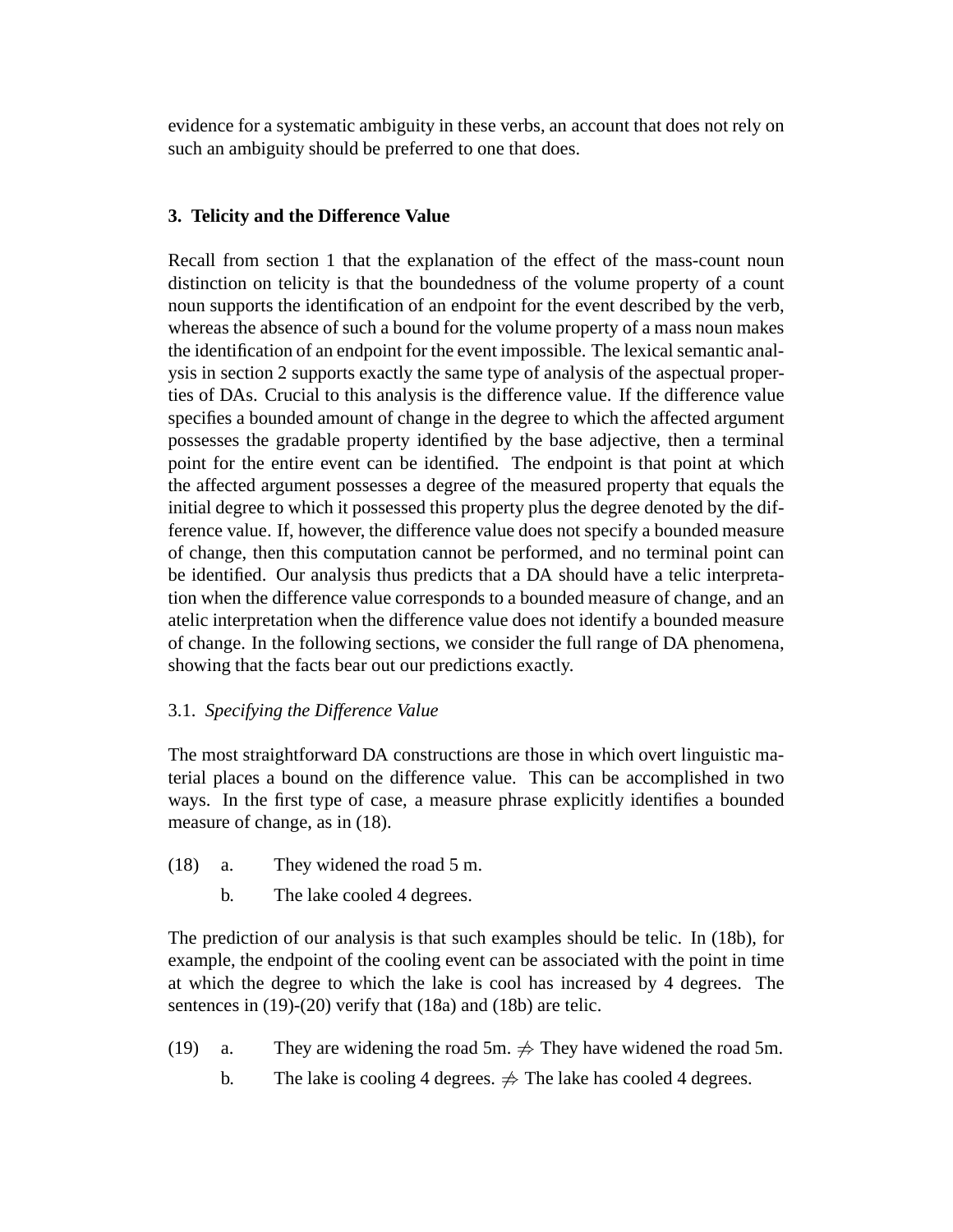evidence for a systematic ambiguity in these verbs, an account that does not rely on such an ambiguity should be preferred to one that does.

## 3. Telicity and the Difference Value

Recall from section 1 that the explanation of the effect of the mass-count noun distinction on telicity is that the boundedness of the volume property of a count noun supports the identification of an endpoint for the event described by the verb, whereas the absence of such a bound for the volume property of a mass noun makes the identification of an endpoint for the event impossible. The lexical semantic analysis in section 2 supports exactly the same type of analysis of the aspectual properties of DAs. Crucial to this analysis is the difference value. If the difference value specifies a bounded amount of change in the degree to which the affected argument possesses the gradable property identified by the base adjective, then a terminal point for the entire event can be identified. The endpoint is that point at which the affected argument possesses a degree of the measured property that equals the initial degree to which it possessed this property plus the degree denoted by the difference value. If, however, the difference value does not specify a bounded measure of change, then this computation cannot be performed, and no terminal point can be identified. Our analysis thus predicts that a DA should have a telic interpretation when the difference value corresponds to a bounded measure of change, and an atelic interpretation when the difference value does not identify a bounded measure of change. In the following sections, we consider the full range of DA phenomena, showing that the facts bear out our predictions exactly.

### 3.1. *Specifying the Difference Value*

The most straightforward DA constructions are those in which overt linguistic material places a bound on the difference value. This can be accomplished in two ways. In the first type of case, a measure phrase explicitly identifies a bounded measure of change, as in (18).

(18) a. They widened the road 5 m.

b. The lake cooled 4 degrees.

The prediction of our analysis is that such examples should be telic. In (18b), for example, the endpoint of the cooling event can be associated with the point in time at which the degree to which the lake is cool has increased by 4 degrees. The sentences in (19)-(20) verify that (18a) and (18b) are telic.

(19) a. They are widening the road 5m. $\not\Rightarrow$ They have widened the road 5m.

b. The lake is cooling 4 degrees. $\not\Rightarrow$ The lake has cooled 4 degrees.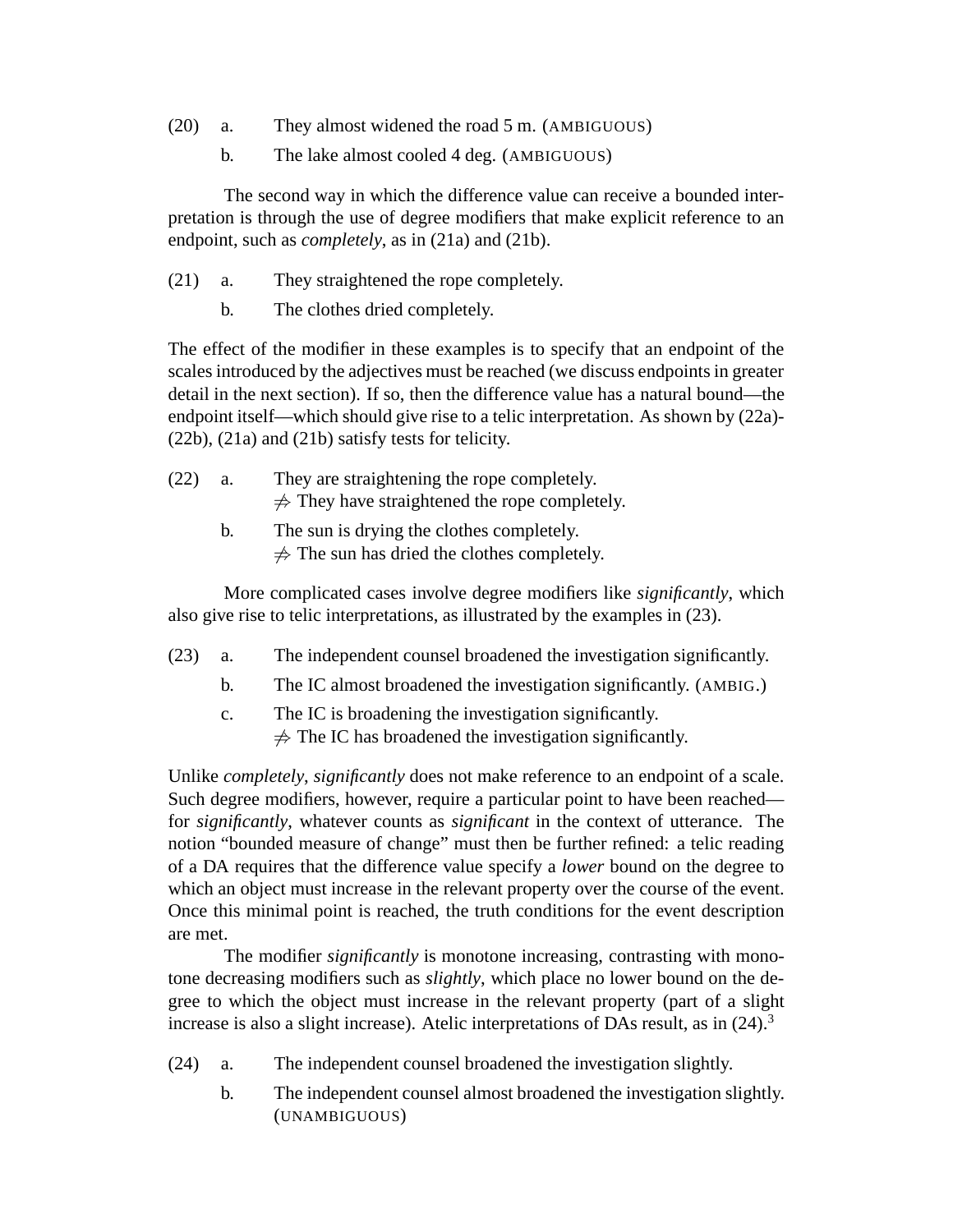(20) a. They almost widened the road 5 m. (AMBIGUOUS)

b. The lake almost cooled 4 deg. (AMBIGUOUS)

The second way in which the difference value can receive a bounded interpretation is through the use of degree modifiers that make explicit reference to an endpoint, such as *completely*, as in (21a) and (21b).

(21) a. They straightened the rope completely.

b. The clothes dried completely.

The effect of the modifier in these examples is to specify that an endpoint of the scales introduced by the adjectives must be reached (we discuss endpoints in greater detail in the next section). If so, then the difference value has a natural bound—the endpoint itself—which should give rise to a telic interpretation. As shown by (22a)-(22b), (21a) and (21b) satisfy tests for telicity.

(22) a. They are straightening the rope completely.
$\not\to$ They have straightened the rope completely.

b. The sun is drying the clothes completely.
$\not\to$ The sun has dried the clothes completely.

More complicated cases involve degree modifiers like *significantly*, which also give rise to telic interpretations, as illustrated by the examples in (23).

(23) a. The independent counsel broadened the investigation significantly.

b. The IC almost broadened the investigation significantly. (AMBIG.)

c. The IC is broadening the investigation significantly.
$\not\to$ The IC has broadened the investigation significantly.

Unlike *completely*, *significantly* does not make reference to an endpoint of a scale. Such degree modifiers, however, require a particular point to have been reached—for *significantly*, whatever counts as *significant* in the context of utterance. The notion "bounded measure of change" must then be further refined: a telic reading of a DA requires that the difference value specify a *lower* bound on the degree to which an object must increase in the relevant property over the course of the event. Once this minimal point is reached, the truth conditions for the event description are met.

The modifier *significantly* is monotone increasing, contrasting with monotone decreasing modifiers such as *slightly*, which place no lower bound on the degree to which the object must increase in the relevant property (part of a slight increase is also a slight increase). Atelic interpretations of DAs result, as in (24).[3]

(24) a. The independent counsel broadened the investigation slightly.

b. The independent counsel almost broadened the investigation slightly. (UNAMBIGUOUS)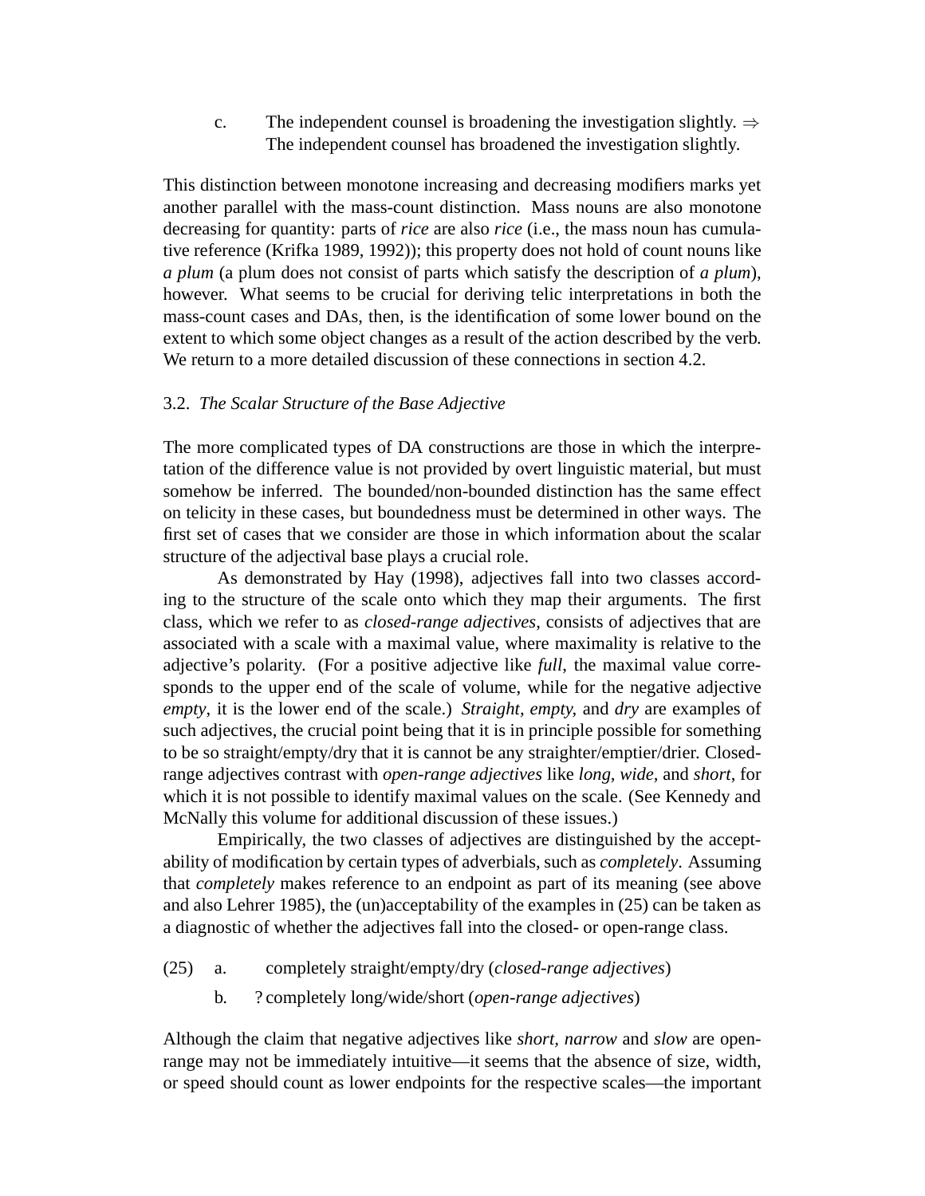c. The independent counsel is broadening the investigation slightly. $\Rightarrow$
   The independent counsel has broadened the investigation slightly.

This distinction between monotone increasing and decreasing modifiers marks yet another parallel with the mass-count distinction. Mass nouns are also monotone decreasing for quantity: parts of *rice* are also *rice* (i.e., the mass noun has cumulative reference (Krifka 1989, 1992)); this property does not hold of count nouns like *a plum* (a plum does not consist of parts which satisfy the description of *a plum*), however. What seems to be crucial for deriving telic interpretations in both the mass-count cases and DAs, then, is the identification of some lower bound on the extent to which some object changes as a result of the action described by the verb. We return to a more detailed discussion of these connections in section 4.2.

### 3.2. *The Scalar Structure of the Base Adjective*

The more complicated types of DA constructions are those in which the interpretation of the difference value is not provided by overt linguistic material, but must somehow be inferred. The bounded/non-bounded distinction has the same effect on telicity in these cases, but boundedness must be determined in other ways. The first set of cases that we consider are those in which information about the scalar structure of the adjectival base plays a crucial role.

As demonstrated by Hay (1998), adjectives fall into two classes according to the structure of the scale onto which they map their arguments. The first class, which we refer to as *closed-range adjectives*, consists of adjectives that are associated with a scale with a maximal value, where maximality is relative to the adjective's polarity. (For a positive adjective like *full*, the maximal value corresponds to the upper end of the scale of volume, while for the negative adjective *empty*, it is the lower end of the scale.) *Straight, empty,* and *dry* are examples of such adjectives, the crucial point being that it is in principle possible for something to be so straight/empty/dry that it is cannot be any straighter/emptier/drier. Closed-range adjectives contrast with *open-range adjectives* like *long, wide,* and *short*, for which it is not possible to identify maximal values on the scale. (See Kennedy and McNally this volume for additional discussion of these issues.)

Empirically, the two classes of adjectives are distinguished by the acceptability of modification by certain types of adverbials, such as *completely*. Assuming that *completely* makes reference to an endpoint as part of its meaning (see above and also Lehrer 1985), the (un)acceptability of the examples in (25) can be taken as a diagnostic of whether the adjectives fall into the closed- or open-range class.

(25) a. completely straight/empty/dry (*closed-range adjectives*)

b. ? completely long/wide/short (*open-range adjectives*)

Although the claim that negative adjectives like *short, narrow* and *slow* are open-range may not be immediately intuitive—it seems that the absence of size, width, or speed should count as lower endpoints for the respective scales—the important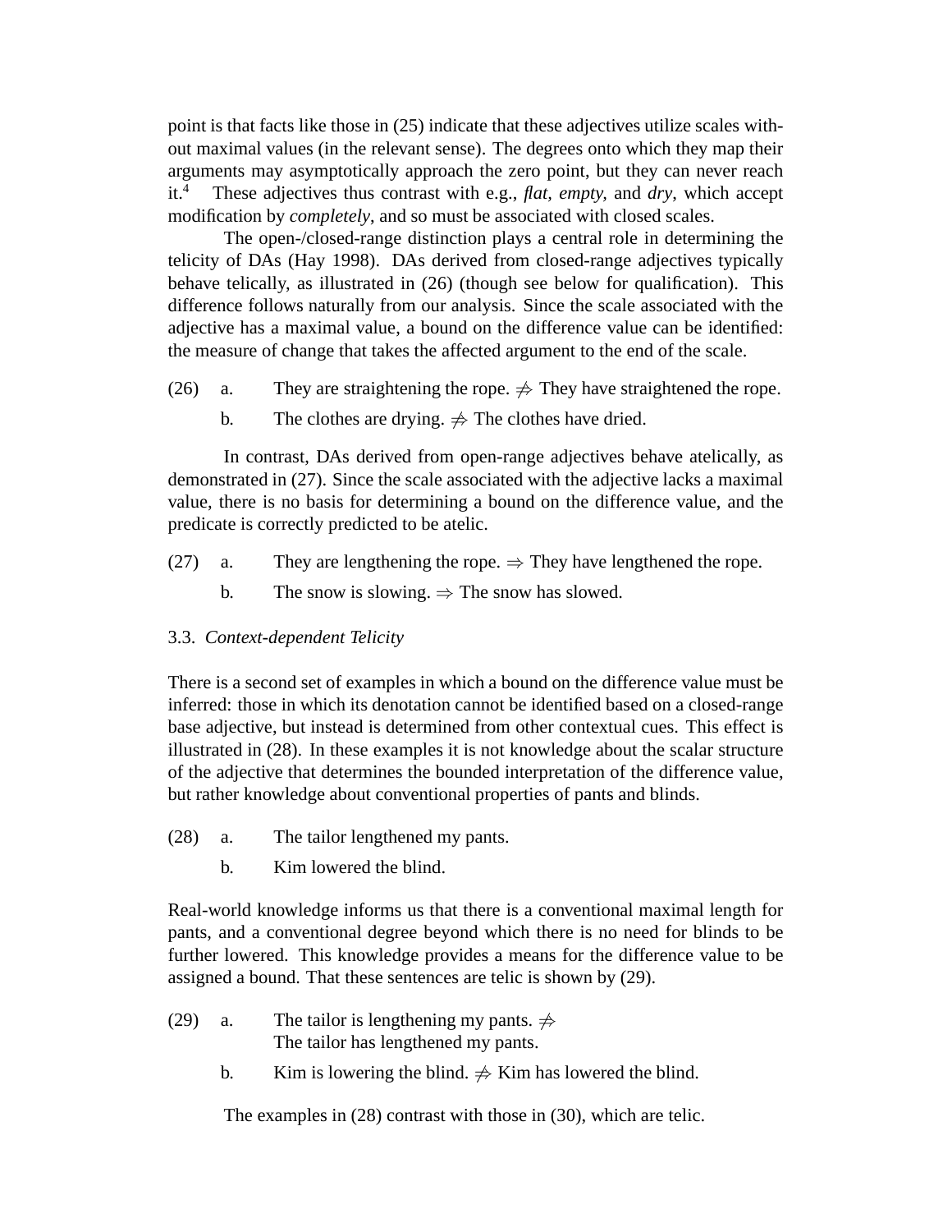point is that facts like those in (25) indicate that these adjectives utilize scales without maximal values (in the relevant sense). The degrees onto which they map their arguments may asymptotically approach the zero point, but they can never reach it.[4] These adjectives thus contrast with e.g., *flat*, *empty*, and *dry*, which accept modification by *completely*, and so must be associated with closed scales.

The open-/closed-range distinction plays a central role in determining the telicity of DAs (Hay 1998). DAs derived from closed-range adjectives typically behave telically, as illustrated in (26) (though see below for qualification). This difference follows naturally from our analysis. Since the scale associated with the adjective has a maximal value, a bound on the difference value can be identified: the measure of change that takes the affected argument to the end of the scale.

(26) a. They are straightening the rope. $\not\Rightarrow$ They have straightened the rope.

b. The clothes are drying. $\not\Rightarrow$ The clothes have dried.

In contrast, DAs derived from open-range adjectives behave atelically, as demonstrated in (27). Since the scale associated with the adjective lacks a maximal value, there is no basis for determining a bound on the difference value, and the predicate is correctly predicted to be atelic.

(27) a. They are lengthening the rope. $\Rightarrow$ They have lengthened the rope.

b. The snow is slowing. $\Rightarrow$ The snow has slowed.

### 3.3. *Context-dependent Telicity*

There is a second set of examples in which a bound on the difference value must be inferred: those in which its denotation cannot be identified based on a closed-range base adjective, but instead is determined from other contextual cues. This effect is illustrated in (28). In these examples it is not knowledge about the scalar structure of the adjective that determines the bounded interpretation of the difference value, but rather knowledge about conventional properties of pants and blinds.

(28) a. The tailor lengthened my pants.

b. Kim lowered the blind.

Real-world knowledge informs us that there is a conventional maximal length for pants, and a conventional degree beyond which there is no need for blinds to be further lowered. This knowledge provides a means for the difference value to be assigned a bound. That these sentences are telic is shown by (29).

(29) a. The tailor is lengthening my pants. $\not\Rightarrow$
The tailor has lengthened my pants.

b. Kim is lowering the blind. $\not\Rightarrow$ Kim has lowered the blind.

The examples in (28) contrast with those in (30), which are telic.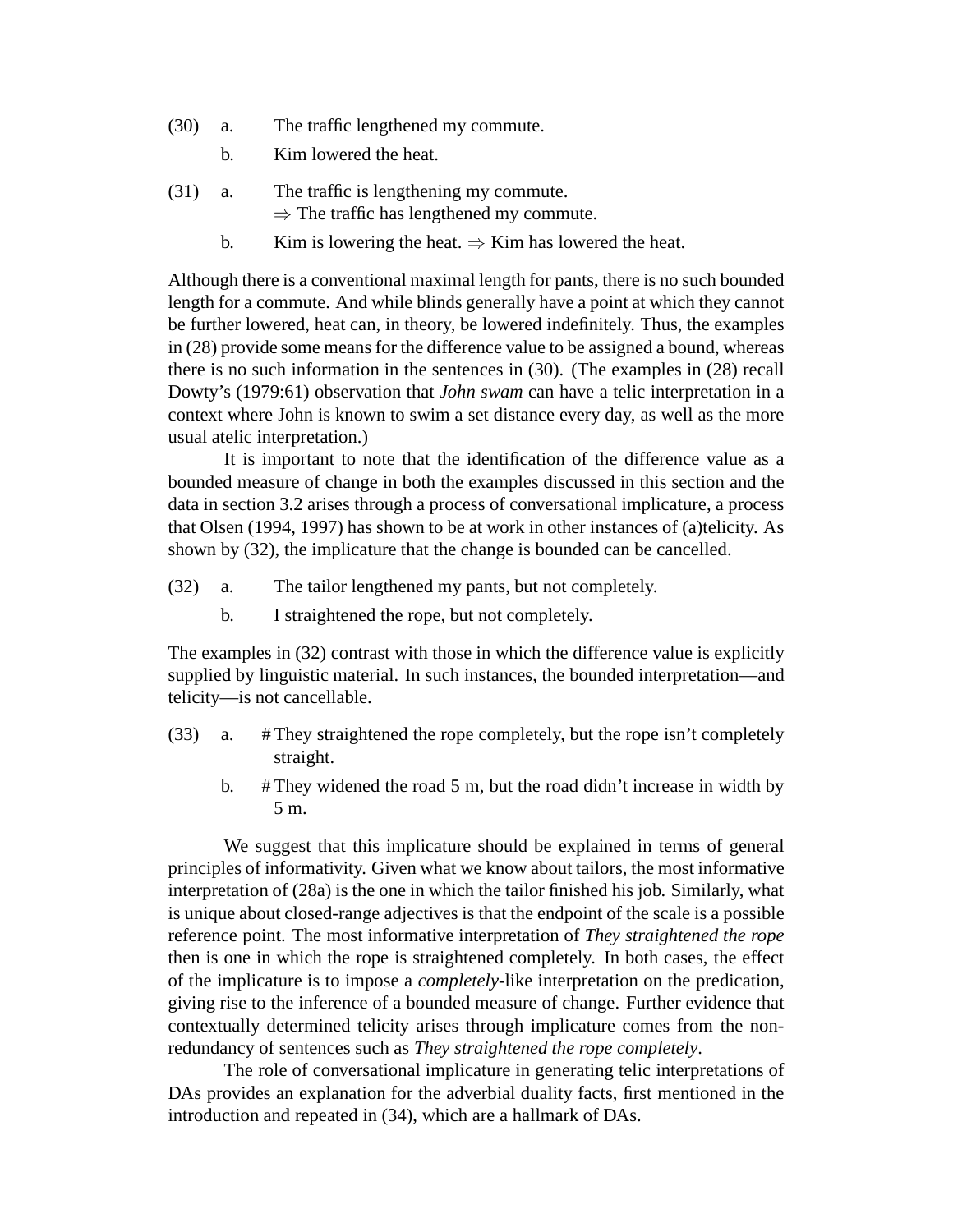(30) a. The traffic lengthened my commute.

b. Kim lowered the heat.

(31) a. The traffic is lengthening my commute.
$\Rightarrow$ The traffic has lengthened my commute.

b. Kim is lowering the heat. $\Rightarrow$ Kim has lowered the heat.

Although there is a conventional maximal length for pants, there is no such bounded length for a commute. And while blinds generally have a point at which they cannot be further lowered, heat can, in theory, be lowered indefinitely. Thus, the examples in (28) provide some means for the difference value to be assigned a bound, whereas there is no such information in the sentences in (30). (The examples in (28) recall Dowty's (1979:61) observation that *John swam* can have a telic interpretation in a context where John is known to swim a set distance every day, as well as the more usual atelic interpretation.)

It is important to note that the identification of the difference value as a bounded measure of change in both the examples discussed in this section and the data in section 3.2 arises through a process of conversational implicature, a process that Olsen (1994, 1997) has shown to be at work in other instances of (a)telicity. As shown by (32), the implicature that the change is bounded can be cancelled.

(32) a. The tailor lengthened my pants, but not completely.

b. I straightened the rope, but not completely.

The examples in (32) contrast with those in which the difference value is explicitly supplied by linguistic material. In such instances, the bounded interpretation—and telicity—is not cancellable.

(33) a. # They straightened the rope completely, but the rope isn't completely straight.

b. # They widened the road 5 m, but the road didn't increase in width by 5 m.

We suggest that this implicature should be explained in terms of general principles of informativity. Given what we know about tailors, the most informative interpretation of (28a) is the one in which the tailor finished his job. Similarly, what is unique about closed-range adjectives is that the endpoint of the scale is a possible reference point. The most informative interpretation of *They straightened the rope* then is one in which the rope is straightened completely. In both cases, the effect of the implicature is to impose a *completely*-like interpretation on the predication, giving rise to the inference of a bounded measure of change. Further evidence that contextually determined telicity arises through implicature comes from the non-redundancy of sentences such as *They straightened the rope completely*.

The role of conversational implicature in generating telic interpretations of DAs provides an explanation for the adverbial duality facts, first mentioned in the introduction and repeated in (34), which are a hallmark of DAs.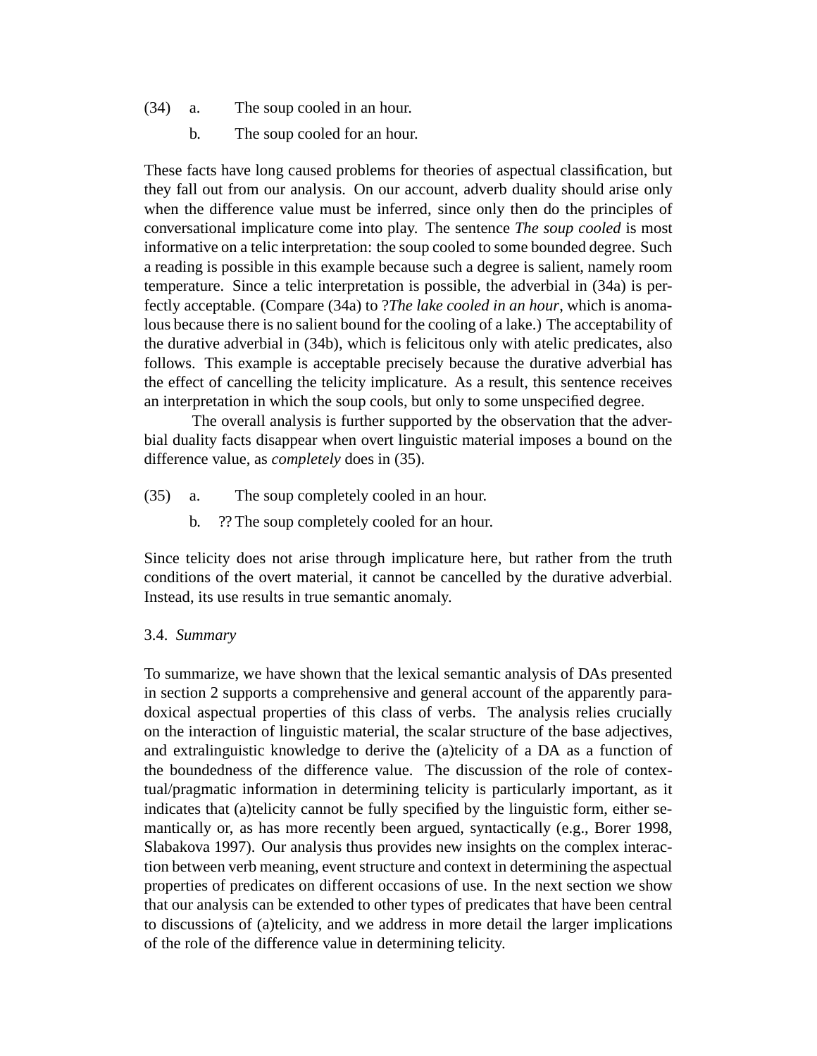(34) a. The soup cooled in an hour.

b. The soup cooled for an hour.

These facts have long caused problems for theories of aspectual classification, but they fall out from our analysis. On our account, adverb duality should arise only when the difference value must be inferred, since only then do the principles of conversational implicature come into play. The sentence *The soup cooled* is most informative on a telic interpretation: the soup cooled to some bounded degree. Such a reading is possible in this example because such a degree is salient, namely room temperature. Since a telic interpretation is possible, the adverbial in (34a) is perfectly acceptable. (Compare (34a) to ?*The lake cooled in an hour*, which is anomalous because there is no salient bound for the cooling of a lake.) The acceptability of the durative adverbial in (34b), which is felicitous only with atelic predicates, also follows. This example is acceptable precisely because the durative adverbial has the effect of cancelling the telicity implicature. As a result, this sentence receives an interpretation in which the soup cools, but only to some unspecified degree.

The overall analysis is further supported by the observation that the adverbial duality facts disappear when overt linguistic material imposes a bound on the difference value, as *completely* does in (35).

(35) a. The soup completely cooled in an hour.

b. ?? The soup completely cooled for an hour.

Since telicity does not arise through implicature here, but rather from the truth conditions of the overt material, it cannot be cancelled by the durative adverbial. Instead, its use results in true semantic anomaly.

### 3.4. *Summary*

To summarize, we have shown that the lexical semantic analysis of DAs presented in section 2 supports a comprehensive and general account of the apparently paradoxical aspectual properties of this class of verbs. The analysis relies crucially on the interaction of linguistic material, the scalar structure of the base adjectives, and extralinguistic knowledge to derive the (a)telicity of a DA as a function of the boundedness of the difference value. The discussion of the role of contextual/pragmatic information in determining telicity is particularly important, as it indicates that (a)telicity cannot be fully specified by the linguistic form, either semantically or, as has more recently been argued, syntactically (e.g., Borer 1998, Slabakova 1997). Our analysis thus provides new insights on the complex interaction between verb meaning, event structure and context in determining the aspectual properties of predicates on different occasions of use. In the next section we show that our analysis can be extended to other types of predicates that have been central to discussions of (a)telicity, and we address in more detail the larger implications of the role of the difference value in determining telicity.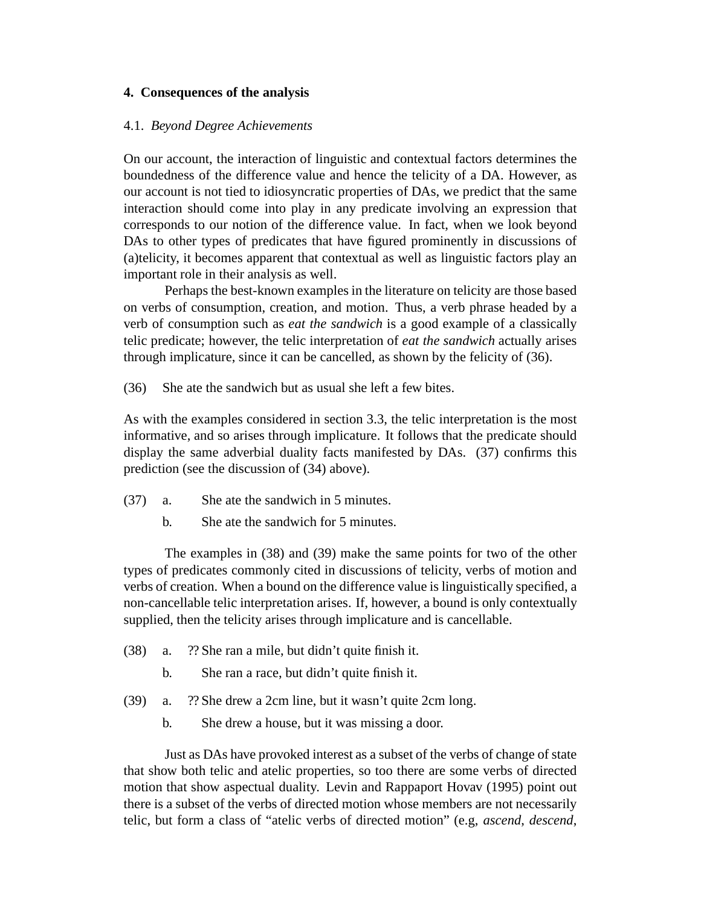## 4. Consequences of the analysis

### 4.1. *Beyond Degree Achievements*

On our account, the interaction of linguistic and contextual factors determines the boundedness of the difference value and hence the telicity of a DA. However, as our account is not tied to idiosyncratic properties of DAs, we predict that the same interaction should come into play in any predicate involving an expression that corresponds to our notion of the difference value. In fact, when we look beyond DAs to other types of predicates that have figured prominently in discussions of (a)telicity, it becomes apparent that contextual as well as linguistic factors play an important role in their analysis as well.

Perhaps the best-known examples in the literature on telicity are those based on verbs of consumption, creation, and motion. Thus, a verb phrase headed by a verb of consumption such as *eat the sandwich* is a good example of a classically telic predicate; however, the telic interpretation of *eat the sandwich* actually arises through implicature, since it can be cancelled, as shown by the felicity of (36).

(36) She ate the sandwich but as usual she left a few bites.

As with the examples considered in section 3.3, the telic interpretation is the most informative, and so arises through implicature. It follows that the predicate should display the same adverbial duality facts manifested by DAs. (37) confirms this prediction (see the discussion of (34) above).

(37) a. She ate the sandwich in 5 minutes.
 b. She ate the sandwich for 5 minutes.

The examples in (38) and (39) make the same points for two of the other types of predicates commonly cited in discussions of telicity, verbs of motion and verbs of creation. When a bound on the difference value is linguistically specified, a non-cancellable telic interpretation arises. If, however, a bound is only contextually supplied, then the telicity arises through implicature and is cancellable.

(38) a. ?? She ran a mile, but didn't quite finish it.
 b. She ran a race, but didn't quite finish it.

(39) a. ?? She drew a 2cm line, but it wasn't quite 2cm long.
 b. She drew a house, but it was missing a door.

Just as DAs have provoked interest as a subset of the verbs of change of state that show both telic and atelic properties, so too there are some verbs of directed motion that show aspectual duality. Levin and Rappaport Hovav (1995) point out there is a subset of the verbs of directed motion whose members are not necessarily telic, but form a class of "atelic verbs of directed motion" (e.g, *ascend*, *descend*,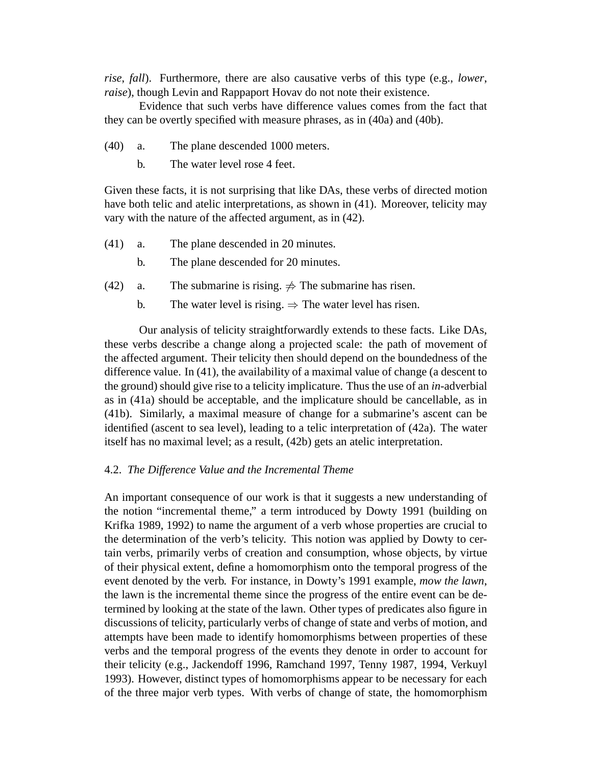*rise*, *fall*). Furthermore, there are also causative verbs of this type (e.g., *lower*, *raise*), though Levin and Rappaport Hovav do not note their existence.

Evidence that such verbs have difference values comes from the fact that they can be overtly specified with measure phrases, as in (40a) and (40b).

(40) a. The plane descended 1000 meters.

b. The water level rose 4 feet.

Given these facts, it is not surprising that like DAs, these verbs of directed motion have both telic and atelic interpretations, as shown in (41). Moreover, telicity may vary with the nature of the affected argument, as in (42).

(41) a. The plane descended in 20 minutes.

b. The plane descended for 20 minutes.

(42) a. The submarine is rising. $\not\Rightarrow$ The submarine has risen.

b. The water level is rising. $\Rightarrow$ The water level has risen.

Our analysis of telicity straightforwardly extends to these facts. Like DAs, these verbs describe a change along a projected scale: the path of movement of the affected argument. Their telicity then should depend on the boundedness of the difference value. In (41), the availability of a maximal value of change (a descent to the ground) should give rise to a telicity implicature. Thus the use of an *in*-adverbial as in (41a) should be acceptable, and the implicature should be cancellable, as in (41b). Similarly, a maximal measure of change for a submarine's ascent can be identified (ascent to sea level), leading to a telic interpretation of (42a). The water itself has no maximal level; as a result, (42b) gets an atelic interpretation.

### 4.2. *The Difference Value and the Incremental Theme*

An important consequence of our work is that it suggests a new understanding of the notion "incremental theme," a term introduced by Dowty 1991 (building on Krifka 1989, 1992) to name the argument of a verb whose properties are crucial to the determination of the verb's telicity. This notion was applied by Dowty to certain verbs, primarily verbs of creation and consumption, whose objects, by virtue of their physical extent, define a homomorphism onto the temporal progress of the event denoted by the verb. For instance, in Dowty's 1991 example, *mow the lawn*, the lawn is the incremental theme since the progress of the entire event can be determined by looking at the state of the lawn. Other types of predicates also figure in discussions of telicity, particularly verbs of change of state and verbs of motion, and attempts have been made to identify homomorphisms between properties of these verbs and the temporal progress of the events they denote in order to account for their telicity (e.g., Jackendoff 1996, Ramchand 1997, Tenny 1987, 1994, Verkuyl 1993). However, distinct types of homomorphisms appear to be necessary for each of the three major verb types. With verbs of change of state, the homomorphism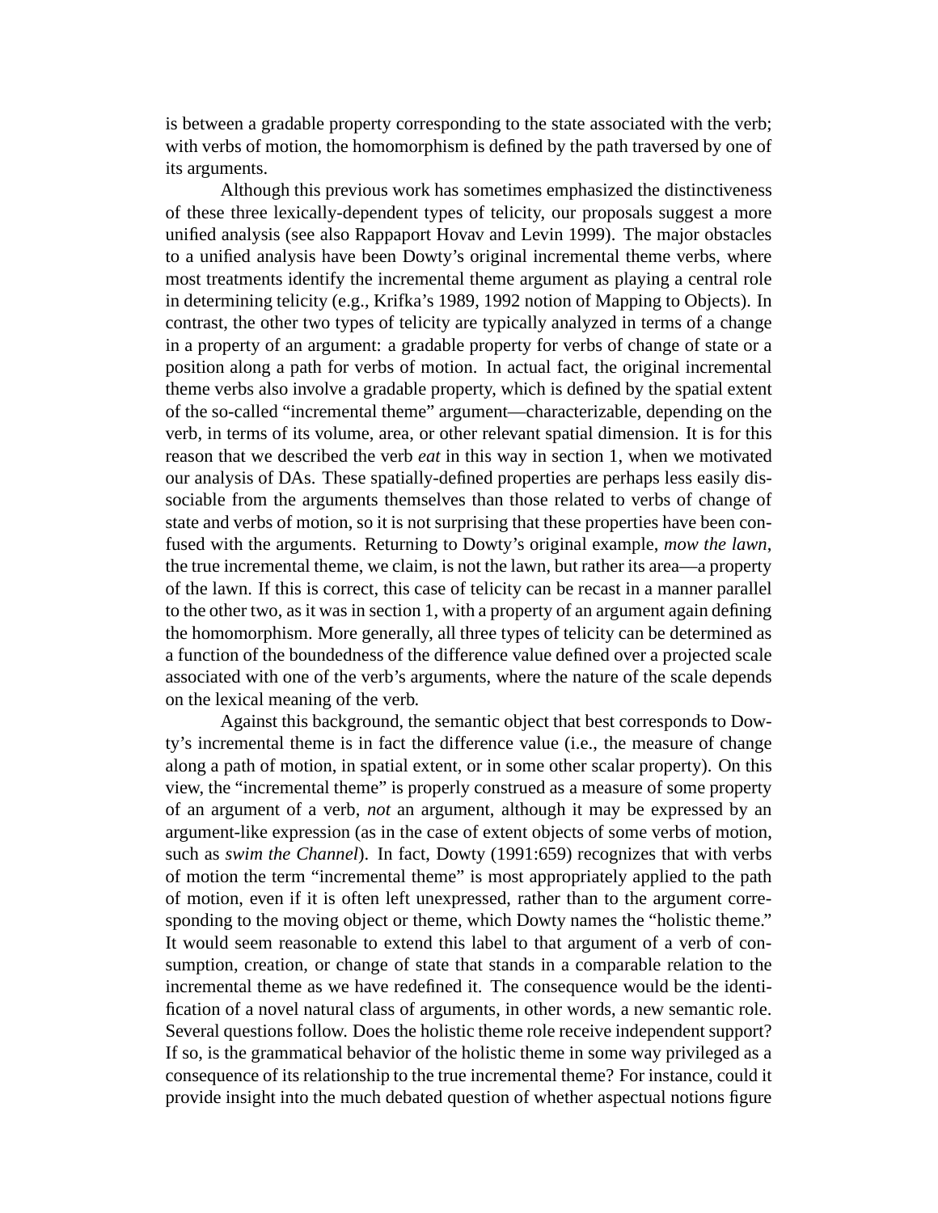is between a gradable property corresponding to the state associated with the verb; with verbs of motion, the homomorphism is defined by the path traversed by one of its arguments.

Although this previous work has sometimes emphasized the distinctiveness of these three lexically-dependent types of telicity, our proposals suggest a more unified analysis (see also Rappaport Hovav and Levin 1999). The major obstacles to a unified analysis have been Dowty's original incremental theme verbs, where most treatments identify the incremental theme argument as playing a central role in determining telicity (e.g., Krifka's 1989, 1992 notion of Mapping to Objects). In contrast, the other two types of telicity are typically analyzed in terms of a change in a property of an argument: a gradable property for verbs of change of state or a position along a path for verbs of motion. In actual fact, the original incremental theme verbs also involve a gradable property, which is defined by the spatial extent of the so-called "incremental theme" argument—characterizable, depending on the verb, in terms of its volume, area, or other relevant spatial dimension. It is for this reason that we described the verb *eat* in this way in section 1, when we motivated our analysis of DAs. These spatially-defined properties are perhaps less easily dissociable from the arguments themselves than those related to verbs of change of state and verbs of motion, so it is not surprising that these properties have been confused with the arguments. Returning to Dowty's original example, *mow the lawn*, the true incremental theme, we claim, is not the lawn, but rather its area—a property of the lawn. If this is correct, this case of telicity can be recast in a manner parallel to the other two, as it was in section 1, with a property of an argument again defining the homomorphism. More generally, all three types of telicity can be determined as a function of the boundedness of the difference value defined over a projected scale associated with one of the verb's arguments, where the nature of the scale depends on the lexical meaning of the verb.

Against this background, the semantic object that best corresponds to Dowty's incremental theme is in fact the difference value (i.e., the measure of change along a path of motion, in spatial extent, or in some other scalar property). On this view, the "incremental theme" is properly construed as a measure of some property of an argument of a verb, *not* an argument, although it may be expressed by an argument-like expression (as in the case of extent objects of some verbs of motion, such as *swim the Channel*). In fact, Dowty (1991:659) recognizes that with verbs of motion the term "incremental theme" is most appropriately applied to the path of motion, even if it is often left unexpressed, rather than to the argument corresponding to the moving object or theme, which Dowty names the "holistic theme." It would seem reasonable to extend this label to that argument of a verb of consumption, creation, or change of state that stands in a comparable relation to the incremental theme as we have redefined it. The consequence would be the identification of a novel natural class of arguments, in other words, a new semantic role. Several questions follow. Does the holistic theme role receive independent support? If so, is the grammatical behavior of the holistic theme in some way privileged as a consequence of its relationship to the true incremental theme? For instance, could it provide insight into the much debated question of whether aspectual notions figure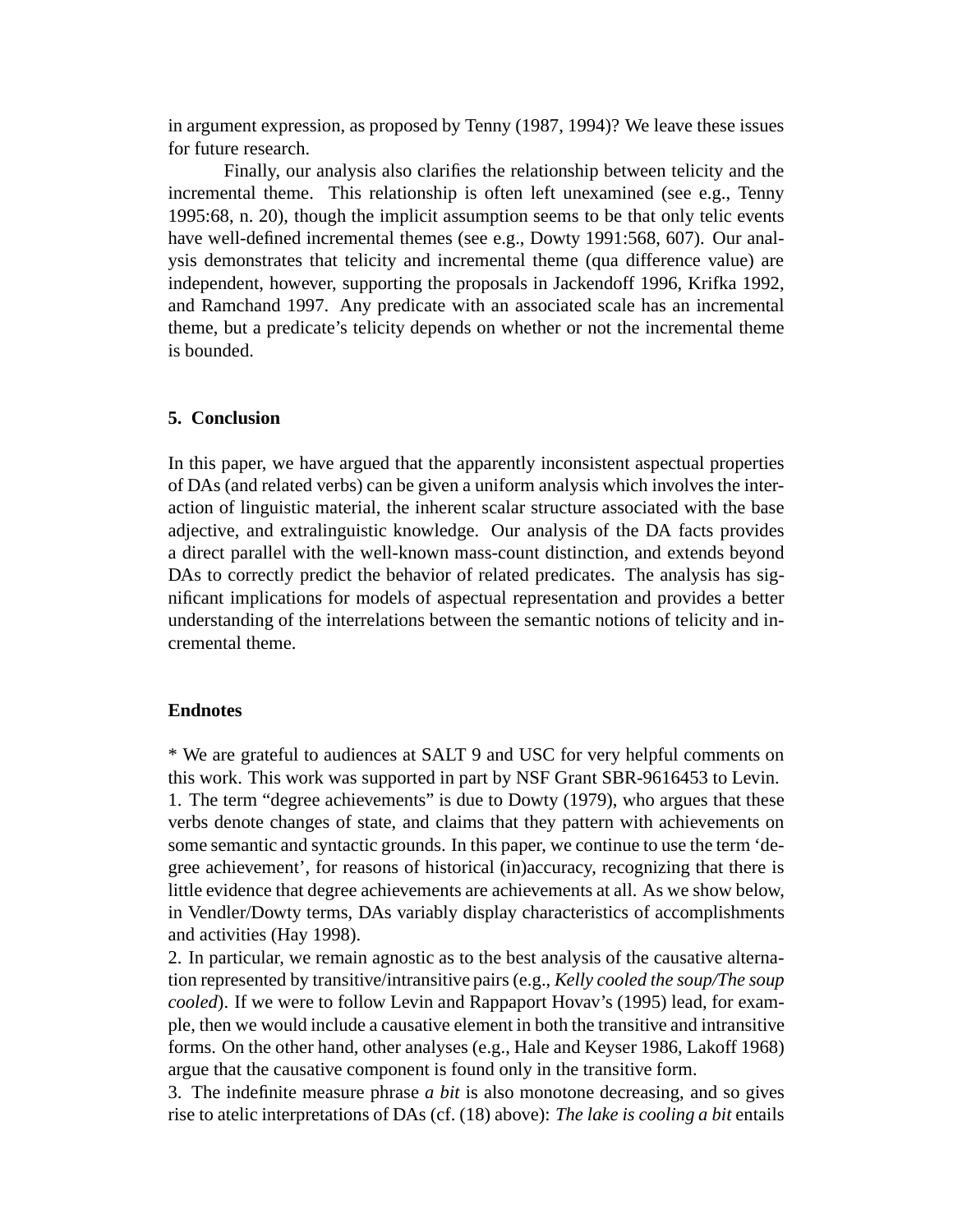in argument expression, as proposed by Tenny (1987, 1994)? We leave these issues for future research.

Finally, our analysis also clarifies the relationship between telicity and the incremental theme. This relationship is often left unexamined (see e.g., Tenny 1995:68, n. 20), though the implicit assumption seems to be that only telic events have well-defined incremental themes (see e.g., Dowty 1991:568, 607). Our analysis demonstrates that telicity and incremental theme (qua difference value) are independent, however, supporting the proposals in Jackendoff 1996, Krifka 1992, and Ramchand 1997. Any predicate with an associated scale has an incremental theme, but a predicate's telicity depends on whether or not the incremental theme is bounded.

## 5. Conclusion

In this paper, we have argued that the apparently inconsistent aspectual properties of DAs (and related verbs) can be given a uniform analysis which involves the interaction of linguistic material, the inherent scalar structure associated with the base adjective, and extralinguistic knowledge. Our analysis of the DA facts provides a direct parallel with the well-known mass-count distinction, and extends beyond DAs to correctly predict the behavior of related predicates. The analysis has significant implications for models of aspectual representation and provides a better understanding of the interrelations between the semantic notions of telicity and incremental theme.

## Endnotes

* We are grateful to audiences at SALT 9 and USC for very helpful comments on this work. This work was supported in part by NSF Grant SBR-9616453 to Levin.

1. The term "degree achievements" is due to Dowty (1979), who argues that these verbs denote changes of state, and claims that they pattern with achievements on some semantic and syntactic grounds. In this paper, we continue to use the term 'degree achievement', for reasons of historical (in)accuracy, recognizing that there is little evidence that degree achievements are achievements at all. As we show below, in Vendler/Dowty terms, DAs variably display characteristics of accomplishments and activities (Hay 1998).

2. In particular, we remain agnostic as to the best analysis of the causative alternation represented by transitive/intransitive pairs (e.g., *Kelly cooled the soup/The soup cooled*). If we were to follow Levin and Rappaport Hovav's (1995) lead, for example, then we would include a causative element in both the transitive and intransitive forms. On the other hand, other analyses (e.g., Hale and Keyser 1986, Lakoff 1968) argue that the causative component is found only in the transitive form.

3. The indefinite measure phrase *a bit* is also monotone decreasing, and so gives rise to atelic interpretations of DAs (cf. (18) above): *The lake is cooling a bit* entails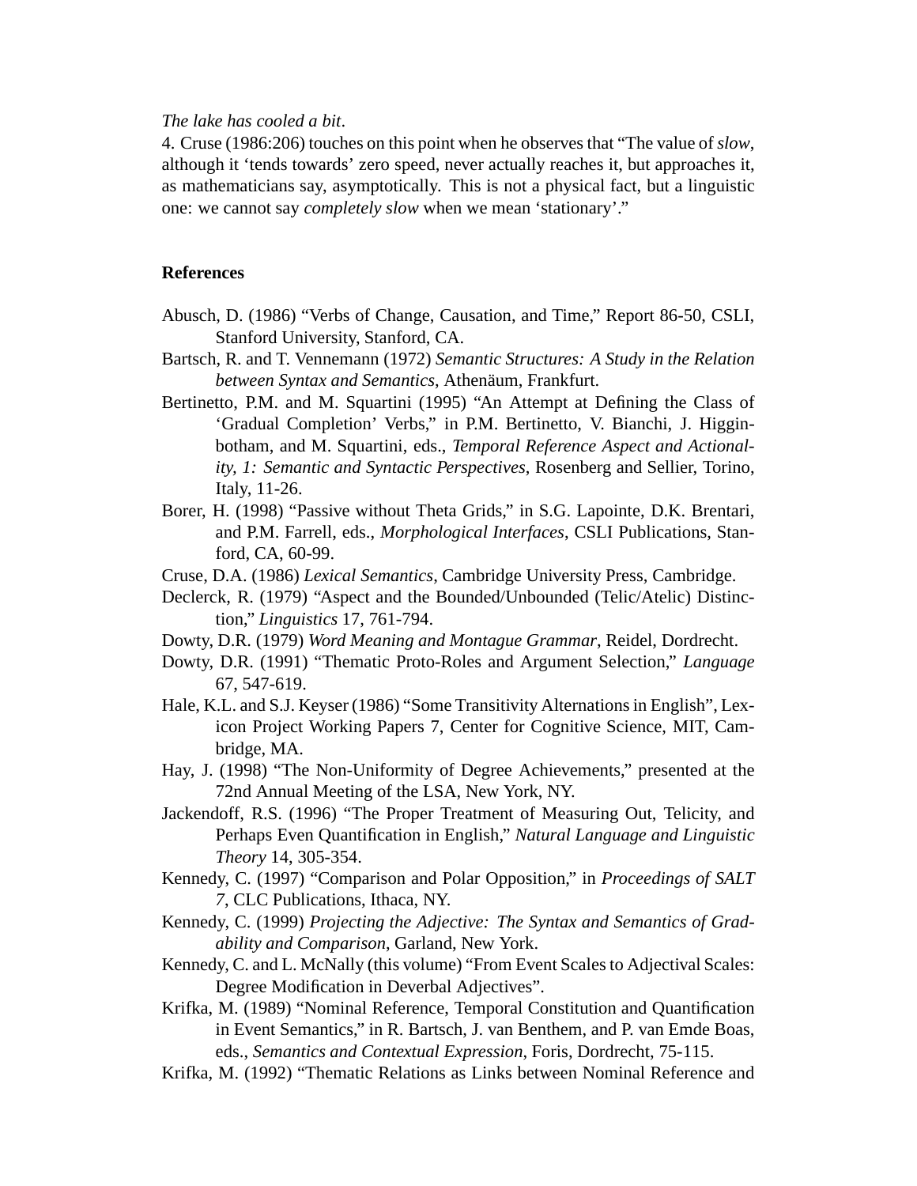*The lake has cooled a bit*.

4. Cruse (1986:206) touches on this point when he observes that "The value of *slow*, although it 'tends towards' zero speed, never actually reaches it, but approaches it, as mathematicians say, asymptotically. This is not a physical fact, but a linguistic one: we cannot say *completely slow* when we mean 'stationary'."

**References**

Abusch, D. (1986) "Verbs of Change, Causation, and Time," Report 86-50, CSLI, Stanford University, Stanford, CA.

Bartsch, R. and T. Vennemann (1972) *Semantic Structures: A Study in the Relation between Syntax and Semantics*, Athenäum, Frankfurt.

Bertinetto, P.M. and M. Squartini (1995) "An Attempt at Defining the Class of 'Gradual Completion' Verbs," in P.M. Bertinetto, V. Bianchi, J. Higginbotham, and M. Squartini, eds., *Temporal Reference Aspect and Actionality, 1: Semantic and Syntactic Perspectives*, Rosenberg and Sellier, Torino, Italy, 11-26.

Borer, H. (1998) "Passive without Theta Grids," in S.G. Lapointe, D.K. Brentari, and P.M. Farrell, eds., *Morphological Interfaces*, CSLI Publications, Stanford, CA, 60-99.

Cruse, D.A. (1986) *Lexical Semantics*, Cambridge University Press, Cambridge.

Declerck, R. (1979) "Aspect and the Bounded/Unbounded (Telic/Atelic) Distinction," *Linguistics* 17, 761-794.

Dowty, D.R. (1979) *Word Meaning and Montague Grammar*, Reidel, Dordrecht.

Dowty, D.R. (1991) "Thematic Proto-Roles and Argument Selection," *Language* 67, 547-619.

Hale, K.L. and S.J. Keyser (1986) "Some Transitivity Alternations in English", Lexicon Project Working Papers 7, Center for Cognitive Science, MIT, Cambridge, MA.

Hay, J. (1998) "The Non-Uniformity of Degree Achievements," presented at the 72nd Annual Meeting of the LSA, New York, NY.

Jackendoff, R.S. (1996) "The Proper Treatment of Measuring Out, Telicity, and Perhaps Even Quantification in English," *Natural Language and Linguistic Theory* 14, 305-354.

Kennedy, C. (1997) "Comparison and Polar Opposition," in *Proceedings of SALT 7*, CLC Publications, Ithaca, NY.

Kennedy, C. (1999) *Projecting the Adjective: The Syntax and Semantics of Gradability and Comparison*, Garland, New York.

Kennedy, C. and L. McNally (this volume) "From Event Scales to Adjectival Scales: Degree Modification in Deverbal Adjectives".

Krifka, M. (1989) "Nominal Reference, Temporal Constitution and Quantification in Event Semantics," in R. Bartsch, J. van Benthem, and P. van Emde Boas, eds., *Semantics and Contextual Expression*, Foris, Dordrecht, 75-115.

Krifka, M. (1992) "Thematic Relations as Links between Nominal Reference and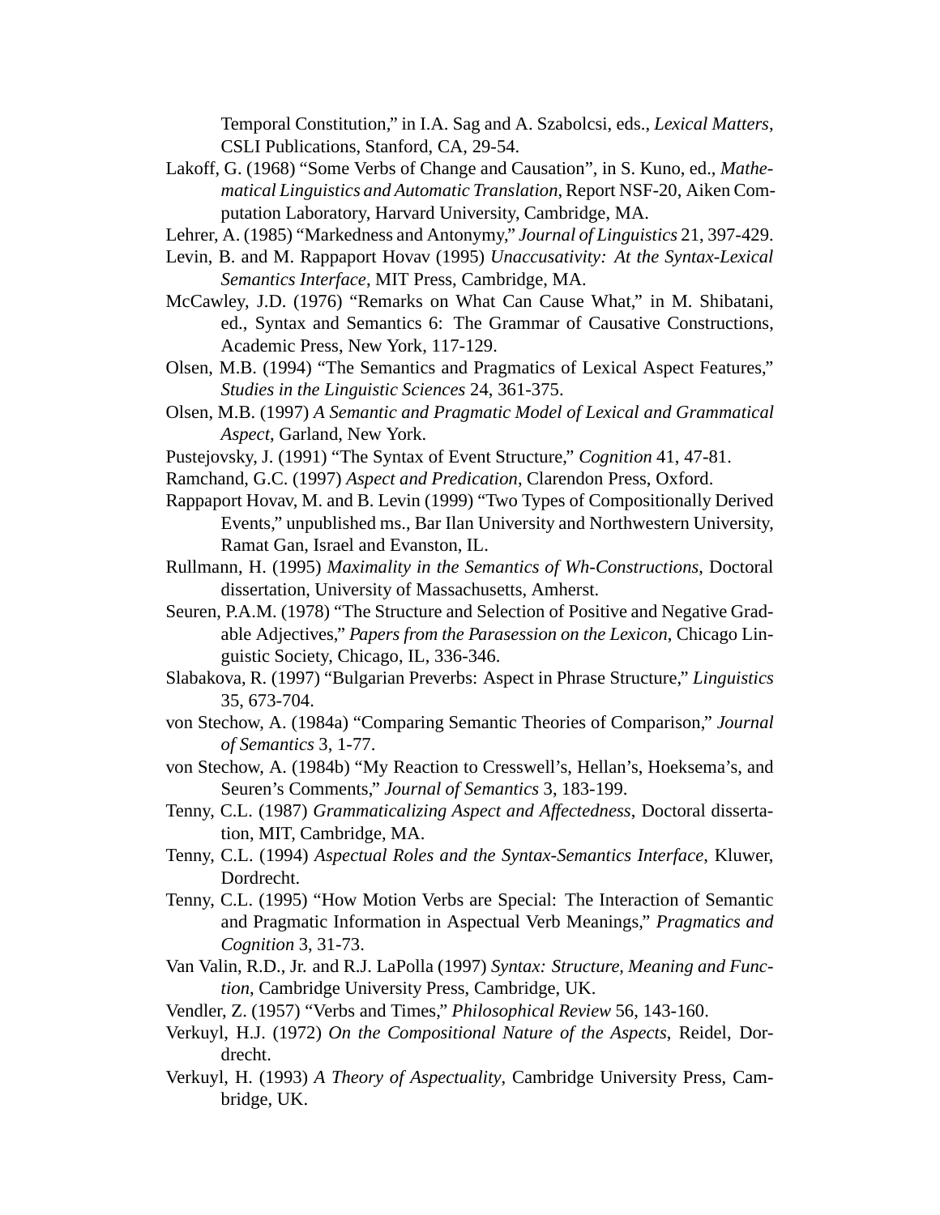Temporal Constitution," in I.A. Sag and A. Szabolcsi, eds., *Lexical Matters*, CSLI Publications, Stanford, CA, 29-54.

Lakoff, G. (1968) "Some Verbs of Change and Causation", in S. Kuno, ed., *Mathematical Linguistics and Automatic Translation*, Report NSF-20, Aiken Computation Laboratory, Harvard University, Cambridge, MA.

Lehrer, A. (1985) "Markedness and Antonymy," *Journal of Linguistics* 21, 397-429.

Levin, B. and M. Rappaport Hovav (1995) *Unaccusativity: At the Syntax-Lexical Semantics Interface*, MIT Press, Cambridge, MA.

McCawley, J.D. (1976) "Remarks on What Can Cause What," in M. Shibatani, ed., Syntax and Semantics 6: The Grammar of Causative Constructions, Academic Press, New York, 117-129.

Olsen, M.B. (1994) "The Semantics and Pragmatics of Lexical Aspect Features," *Studies in the Linguistic Sciences* 24, 361-375.

Olsen, M.B. (1997) *A Semantic and Pragmatic Model of Lexical and Grammatical Aspect*, Garland, New York.

Pustejovsky, J. (1991) "The Syntax of Event Structure," *Cognition* 41, 47-81.

Ramchand, G.C. (1997) *Aspect and Predication*, Clarendon Press, Oxford.

Rappaport Hovav, M. and B. Levin (1999) "Two Types of Compositionally Derived Events," unpublished ms., Bar Ilan University and Northwestern University, Ramat Gan, Israel and Evanston, IL.

Rullmann, H. (1995) *Maximality in the Semantics of Wh-Constructions*, Doctoral dissertation, University of Massachusetts, Amherst.

Seuren, P.A.M. (1978) "The Structure and Selection of Positive and Negative Gradable Adjectives," *Papers from the Parasession on the Lexicon*, Chicago Linguistic Society, Chicago, IL, 336-346.

Slabakova, R. (1997) "Bulgarian Preverbs: Aspect in Phrase Structure," *Linguistics* 35, 673-704.

von Stechow, A. (1984a) "Comparing Semantic Theories of Comparison," *Journal of Semantics* 3, 1-77.

von Stechow, A. (1984b) "My Reaction to Cresswell's, Hellan's, Hoeksema's, and Seuren's Comments," *Journal of Semantics* 3, 183-199.

Tenny, C.L. (1987) *Grammaticalizing Aspect and Affectedness*, Doctoral dissertation, MIT, Cambridge, MA.

Tenny, C.L. (1994) *Aspectual Roles and the Syntax-Semantics Interface*, Kluwer, Dordrecht.

Tenny, C.L. (1995) "How Motion Verbs are Special: The Interaction of Semantic and Pragmatic Information in Aspectual Verb Meanings," *Pragmatics and Cognition* 3, 31-73.

Van Valin, R.D., Jr. and R.J. LaPolla (1997) *Syntax: Structure, Meaning and Function*, Cambridge University Press, Cambridge, UK.

Vendler, Z. (1957) "Verbs and Times," *Philosophical Review* 56, 143-160.

Verkuyl, H.J. (1972) *On the Compositional Nature of the Aspects*, Reidel, Dordrecht.

Verkuyl, H. (1993) *A Theory of Aspectuality*, Cambridge University Press, Cambridge, UK.